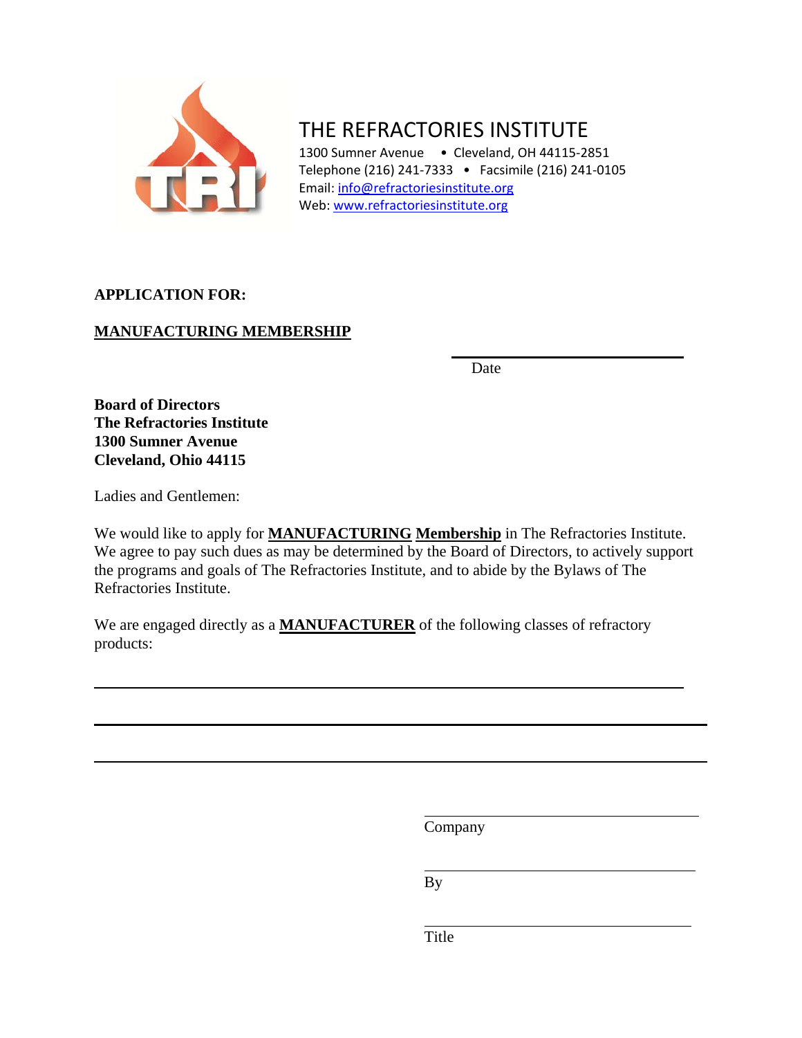# THE REFRACTORIES INSTITUTE

1300 Sumner Avenue • Cleveland, OH 44115-2851
Telephone (216) 241-7333 • Facsimile (216) 241-0105
Email: info@refractoriesinstitute.org
Web: www.refractoriesinstitute.org

**APPLICATION FOR:**

**MANUFACTURING MEMBERSHIP**

\_\_\_\_\_\_\_\_\_\_\_\_\_\_\_\_\_\_\_\_\_\_\_\_\_\_\_\_\_\_
Date

**Board of Directors**
**The Refractories Institute**
**1300 Sumner Avenue**
**Cleveland, Ohio 44115**

Ladies and Gentlemen:

We would like to apply for **MANUFACTURING Membership** in The Refractories Institute. We agree to pay such dues as may be determined by the Board of Directors, to actively support the programs and goals of The Refractories Institute, and to abide by the Bylaws of The Refractories Institute.

We are engaged directly as a **MANUFACTURER** of the following classes of refractory products:

\_\_\_\_\_\_\_\_\_\_\_\_\_\_\_\_\_\_\_\_\_\_\_\_\_\_\_\_\_\_\_\_\_\_\_\_\_\_\_\_\_\_\_\_\_\_\_\_\_\_\_\_\_\_\_\_\_\_\_\_\_\_\_\_\_\_\_\_

\_\_\_\_\_\_\_\_\_\_\_\_\_\_\_\_\_\_\_\_\_\_\_\_\_\_\_\_\_\_\_\_\_\_\_\_\_\_\_\_\_\_\_\_\_\_\_\_\_\_\_\_\_\_\_\_\_\_\_\_\_\_\_\_\_\_\_\_

\_\_\_\_\_\_\_\_\_\_\_\_\_\_\_\_\_\_\_\_\_\_\_\_\_\_\_\_\_\_\_\_\_\_\_\_\_\_\_\_\_\_\_\_\_\_\_\_\_\_\_\_\_\_\_\_\_\_\_\_\_\_\_\_\_\_\_\_

\_\_\_\_\_\_\_\_\_\_\_\_\_\_\_\_\_\_\_\_\_\_\_\_\_\_\_\_\_\_
Company

\_\_\_\_\_\_\_\_\_\_\_\_\_\_\_\_\_\_\_\_\_\_\_\_\_\_\_\_\_\_
By

\_\_\_\_\_\_\_\_\_\_\_\_\_\_\_\_\_\_\_\_\_\_\_\_\_\_\_\_\_\_
Title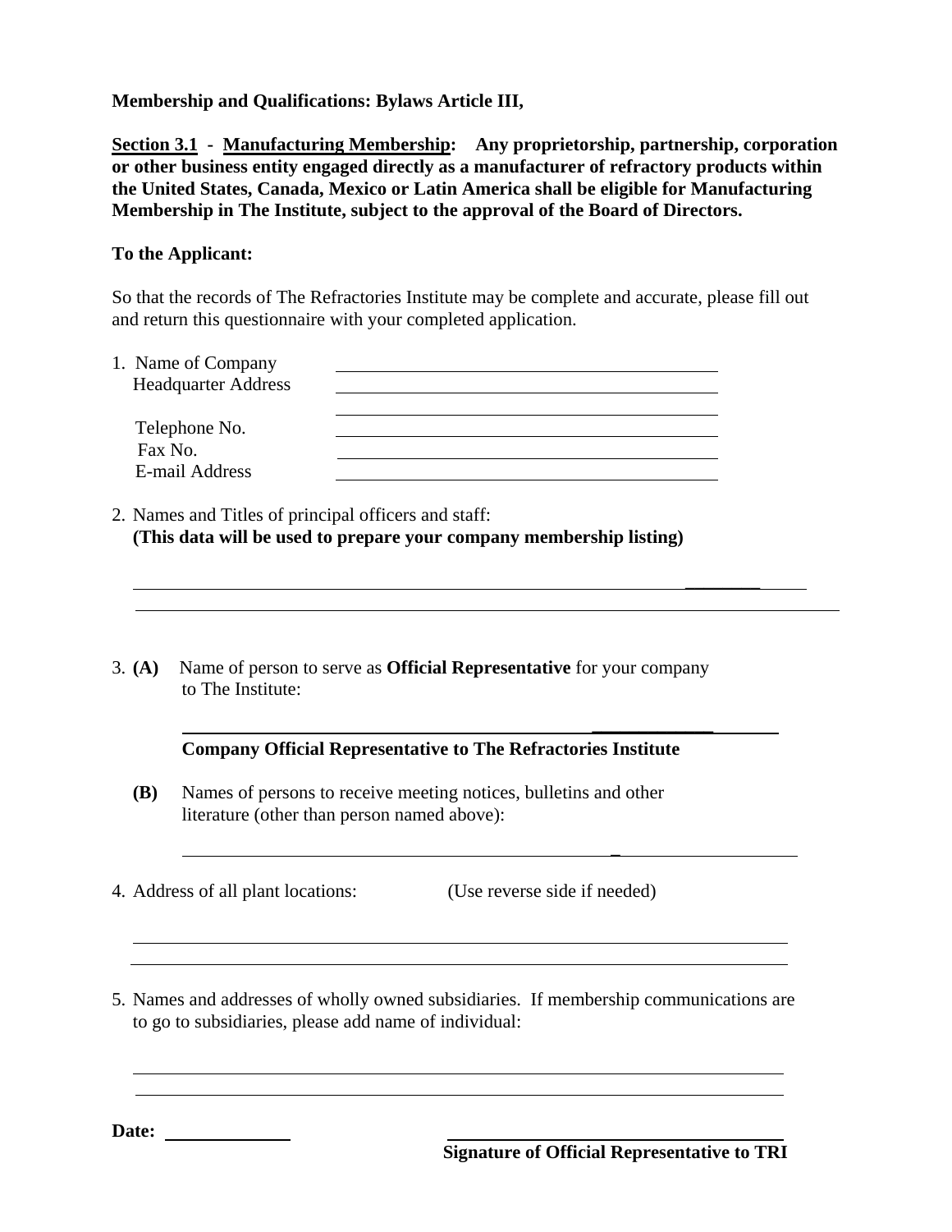**Membership and Qualifications: Bylaws Article III,**

**<u>Section 3.1</u> - <u>Manufacturing Membership</u>: Any proprietorship, partnership, corporation or other business entity engaged directly as a manufacturer of refractory products within the United States, Canada, Mexico or Latin America shall be eligible for Manufacturing Membership in The Institute, subject to the approval of the Board of Directors.**

**To the Applicant:**

So that the records of The Refractories Institute may be complete and accurate, please fill out and return this questionnaire with your completed application.

1. Name of Company ______________________________
   Headquarter Address ______________________________
   ______________________________
   Telephone No. ______________________________
   Fax No. ______________________________
   E-mail Address ______________________________

2. Names and Titles of principal officers and staff:
   **(This data will be used to prepare your company membership listing)**

   ______________________________________________________________

   ______________________________________________________________

3. **(A)** Name of person to serve as **Official Representative** for your company to The Institute:

   ______________________________________________________________
   **Company Official Representative to The Refractories Institute**

   **(B)** Names of persons to receive meeting notices, bulletins and other literature (other than person named above):

   ______________________________________________________________

4. Address of all plant locations: (Use reverse side if needed)

   ______________________________________________________________

   ______________________________________________________________

5. Names and addresses of wholly owned subsidiaries. If membership communications are to go to subsidiaries, please add name of individual:

   ______________________________________________________________

   ______________________________________________________________

**Date:** ______________

______________________________
**Signature of Official Representative to TRI**